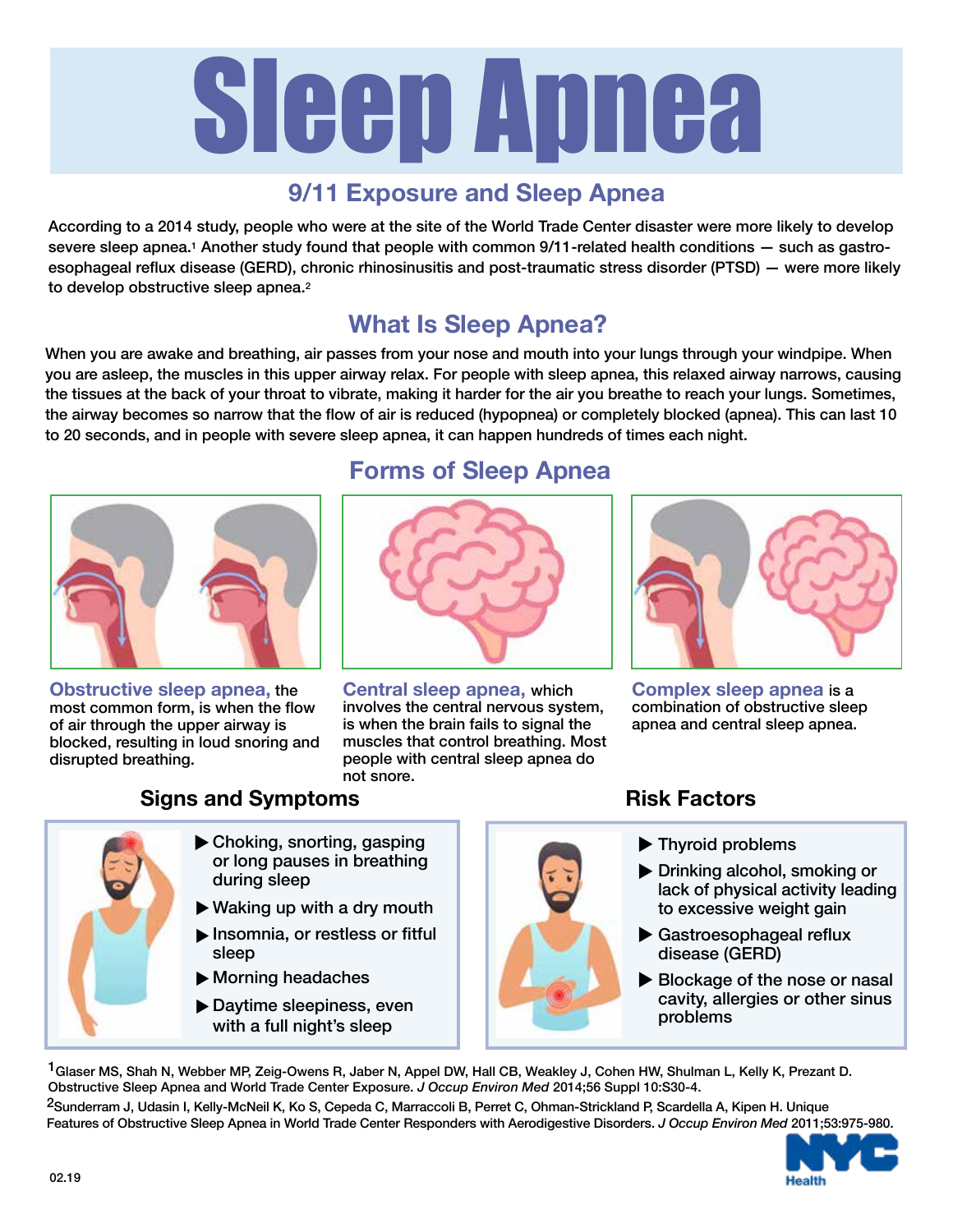# Sleep Apnea

## 9/11 Exposure and Sleep Apnea

According to a 2014 study, people who were at the site of the World Trade Center disaster were more likely to develop severe sleep apnea.[1] Another study found that people with common 9/11-related health conditions — such as gastro-esophageal reflux disease (GERD), chronic rhinosinusitis and post-traumatic stress disorder (PTSD) — were more likely to develop obstructive sleep apnea.[2]

## What Is Sleep Apnea?

When you are awake and breathing, air passes from your nose and mouth into your lungs through your windpipe. When you are asleep, the muscles in this upper airway relax. For people with sleep apnea, this relaxed airway narrows, causing the tissues at the back of your throat to vibrate, making it harder for the air you breathe to reach your lungs. Sometimes, the airway becomes so narrow that the flow of air is reduced (hypopnea) or completely blocked (apnea). This can last 10 to 20 seconds, and in people with severe sleep apnea, it can happen hundreds of times each night.

## Forms of Sleep Apnea

**Obstructive sleep apnea,** the most common form, is when the flow of air through the upper airway is blocked, resulting in loud snoring and disrupted breathing.

**Central sleep apnea,** which involves the central nervous system, is when the brain fails to signal the muscles that control breathing. Most people with central sleep apnea do not snore.

**Complex sleep apnea** is a combination of obstructive sleep apnea and central sleep apnea.

### Signs and Symptoms

- Choking, snorting, gasping or long pauses in breathing during sleep
- Waking up with a dry mouth
- Insomnia, or restless or fitful sleep
- Morning headaches
- Daytime sleepiness, even with a full night's sleep

### Risk Factors

- Thyroid problems
- Drinking alcohol, smoking or lack of physical activity leading to excessive weight gain
- Gastroesophageal reflux disease (GERD)
- Blockage of the nose or nasal cavity, allergies or other sinus problems

[1] Glaser MS, Shah N, Webber MP, Zeig-Owens R, Jaber N, Appel DW, Hall CB, Weakley J, Cohen HW, Shulman L, Kelly K, Prezant D. Obstructive Sleep Apnea and World Trade Center Exposure. *J Occup Environ Med* 2014;56 Suppl 10:S30-4.

[2] Sunderram J, Udasin I, Kelly-McNeil K, Ko S, Cepeda C, Marraccoli B, Perret C, Ohman-Strickland P, Scardella A, Kipen H. Unique Features of Obstructive Sleep Apnea in World Trade Center Responders with Aerodigestive Disorders. *J Occup Environ Med* 2011;53:975-980.

02.19

NYC Health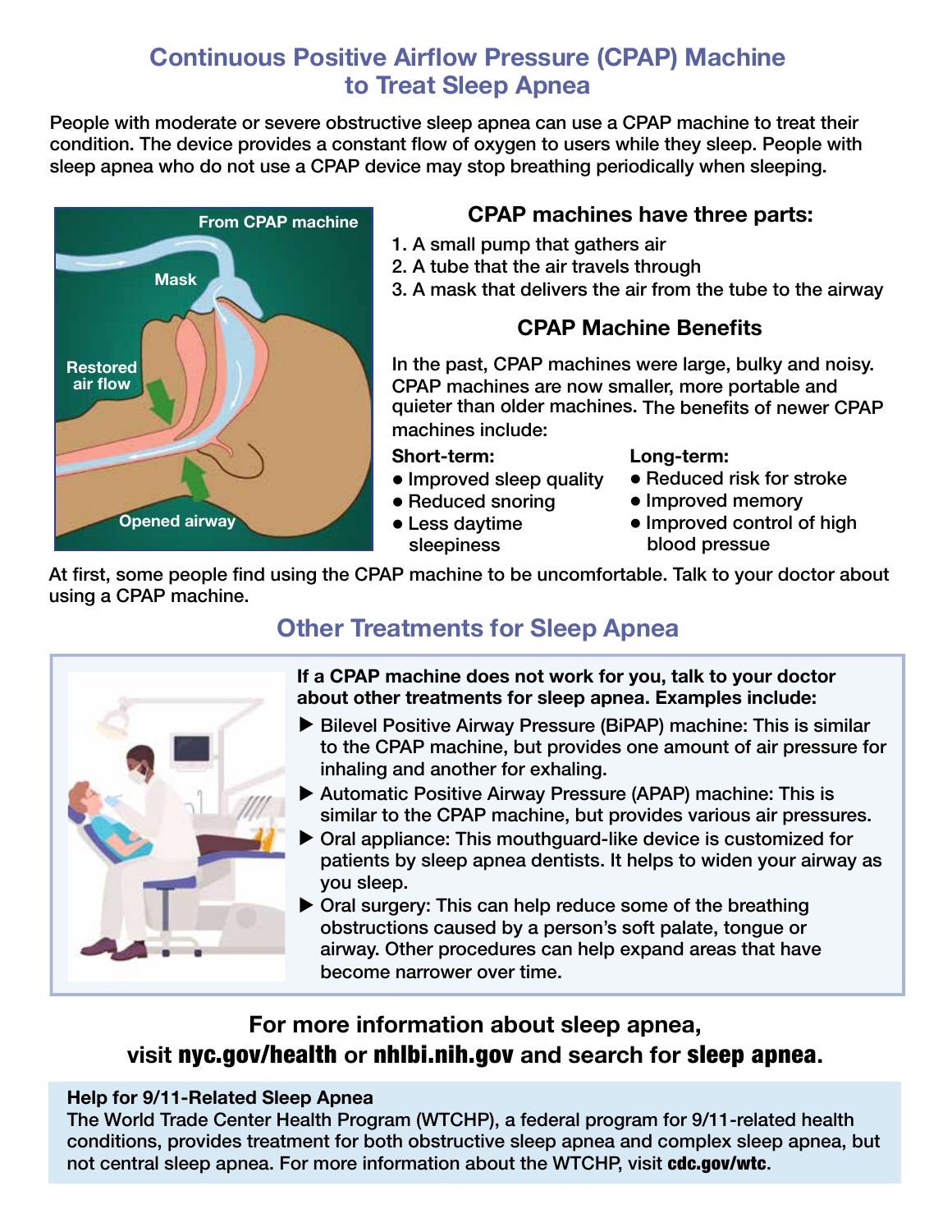# Continuous Positive Airflow Pressure (CPAP) Machine to Treat Sleep Apnea

People with moderate or severe obstructive sleep apnea can use a CPAP machine to treat their condition. The device provides a constant flow of oxygen to users while they sleep. People with sleep apnea who do not use a CPAP device may stop breathing periodically when sleeping.

From CPAP machine

Mask

Restored air flow

Opened airway

### CPAP machines have three parts:

1. A small pump that gathers air
2. A tube that the air travels through
3. A mask that delivers the air from the tube to the airway

### CPAP Machine Benefits

In the past, CPAP machines were large, bulky and noisy. CPAP machines are now smaller, more portable and quieter than older machines. The benefits of newer CPAP machines include:

**Short-term:**

- Improved sleep quality
- Reduced snoring
- Less daytime sleepiness

**Long-term:**

- Reduced risk for stroke
- Improved memory
- Improved control of high blood pressue

At first, some people find using the CPAP machine to be uncomfortable. Talk to your doctor about using a CPAP machine.

## Other Treatments for Sleep Apnea

**If a CPAP machine does not work for you, talk to your doctor about other treatments for sleep apnea. Examples include:**

- Bilevel Positive Airway Pressure (BiPAP) machine: This is similar to the CPAP machine, but provides one amount of air pressure for inhaling and another for exhaling.
- Automatic Positive Airway Pressure (APAP) machine: This is similar to the CPAP machine, but provides various air pressures.
- Oral appliance: This mouthguard-like device is customized for patients by sleep apnea dentists. It helps to widen your airway as you sleep.
- Oral surgery: This can help reduce some of the breathing obstructions caused by a person's soft palate, tongue or airway. Other procedures can help expand areas that have become narrower over time.

**For more information about sleep apnea, visit nyc.gov/health or nhlbi.nih.gov and search for sleep apnea.**

**Help for 9/11-Related Sleep Apnea**

The World Trade Center Health Program (WTCHP), a federal program for 9/11-related health conditions, provides treatment for both obstructive sleep apnea and complex sleep apnea, but not central sleep apnea. For more information about the WTCHP, visit **cdc.gov/wtc**.